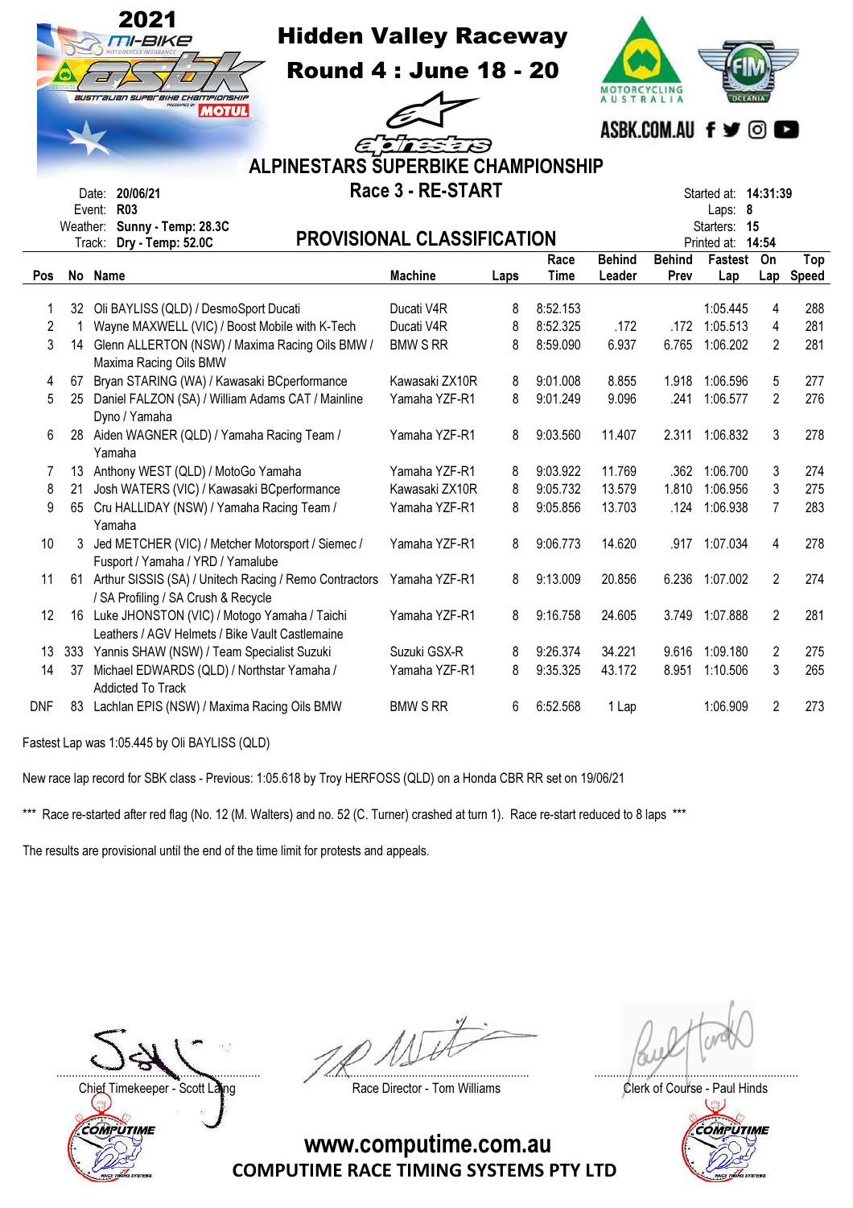# 2021 mi-BIKE ASBK Australian Superbike Championship

## Hidden Valley Raceway

## Round 4 : June 18 - 20

ASBK.COM.AU

## ALPINESTARS SUPERBIKE CHAMPIONSHIP

## Race 3 - RE-START

## PROVISIONAL CLASSIFICATION

Date: **20/06/21**
Event: **R03**
Weather: **Sunny - Temp: 28.3C**
Track: **Dry - Temp: 52.0C**

Started at: **14:31:39**
Laps: **8**
Starters: **15**
Printed at: **14:54**

| Pos | No | Name | Machine | Laps | Race Time | Behind Leader | Behind Prev | Fastest Lap | On Lap | Top Speed |
|---|---|---|---|---|---|---|---|---|---|---|
| 1 | 32 | Oli BAYLISS (QLD) / DesmoSport Ducati | Ducati V4R | 8 | 8:52.153 | | | 1:05.445 | 4 | 288 |
| 2 | 1 | Wayne MAXWELL (VIC) / Boost Mobile with K-Tech | Ducati V4R | 8 | 8:52.325 | .172 | .172 | 1:05.513 | 4 | 281 |
| 3 | 14 | Glenn ALLERTON (NSW) / Maxima Racing Oils BMW / Maxima Racing Oils BMW | BMW S RR | 8 | 8:59.090 | 6.937 | 6.765 | 1:06.202 | 2 | 281 |
| 4 | 67 | Bryan STARING (WA) / Kawasaki BCperformance | Kawasaki ZX10R | 8 | 9:01.008 | 8.855 | 1.918 | 1:06.596 | 5 | 277 |
| 5 | 25 | Daniel FALZON (SA) / William Adams CAT / Mainline Dyno / Yamaha | Yamaha YZF-R1 | 8 | 9:01.249 | 9.096 | .241 | 1:06.577 | 2 | 276 |
| 6 | 28 | Aiden WAGNER (QLD) / Yamaha Racing Team / Yamaha | Yamaha YZF-R1 | 8 | 9:03.560 | 11.407 | 2.311 | 1:06.832 | 3 | 278 |
| 7 | 13 | Anthony WEST (QLD) / MotoGo Yamaha | Yamaha YZF-R1 | 8 | 9:03.922 | 11.769 | .362 | 1:06.700 | 3 | 274 |
| 8 | 21 | Josh WATERS (VIC) / Kawasaki BCperformance | Kawasaki ZX10R | 8 | 9:05.732 | 13.579 | 1.810 | 1:06.956 | 3 | 275 |
| 9 | 65 | Cru HALLIDAY (NSW) / Yamaha Racing Team / Yamaha | Yamaha YZF-R1 | 8 | 9:05.856 | 13.703 | .124 | 1:06.938 | 7 | 283 |
| 10 | 3 | Jed METCHER (VIC) / Metcher Motorsport / Siemec / Fusport / Yamaha / YRD / Yamalube | Yamaha YZF-R1 | 8 | 9:06.773 | 14.620 | .917 | 1:07.034 | 4 | 278 |
| 11 | 61 | Arthur SISSIS (SA) / Unitech Racing / Remo Contractors / SA Profiling / SA Crush & Recycle | Yamaha YZF-R1 | 8 | 9:13.009 | 20.856 | 6.236 | 1:07.002 | 2 | 274 |
| 12 | 16 | Luke JHONSTON (VIC) / Motogo Yamaha / Taichi Leathers / AGV Helmets / Bike Vault Castlemaine | Yamaha YZF-R1 | 8 | 9:16.758 | 24.605 | 3.749 | 1:07.888 | 2 | 281 |
| 13 | 333 | Yannis SHAW (NSW) / Team Specialist Suzuki | Suzuki GSX-R | 8 | 9:26.374 | 34.221 | 9.616 | 1:09.180 | 2 | 275 |
| 14 | 37 | Michael EDWARDS (QLD) / Northstar Yamaha / Addicted To Track | Yamaha YZF-R1 | 8 | 9:35.325 | 43.172 | 8.951 | 1:10.506 | 3 | 265 |
| DNF | 83 | Lachlan EPIS (NSW) / Maxima Racing Oils BMW | BMW S RR | 6 | 6:52.568 | 1 Lap | | 1:06.909 | 2 | 273 |

Fastest Lap was 1:05.445 by Oli BAYLISS (QLD)

New race lap record for SBK class - Previous: 1:05.618 by Troy HERFOSS (QLD) on a Honda CBR RR set on 19/06/21

*** Race re-started after red flag (No. 12 (M. Walters) and no. 52 (C. Turner) crashed at turn 1). Race re-start reduced to 8 laps ***

The results are provisional until the end of the time limit for protests and appeals.

Chief Timekeeper - Scott Laing

Race Director - Tom Williams

Clerk of Course - Paul Hinds

www.computime.com.au
COMPUTIME RACE TIMING SYSTEMS PTY LTD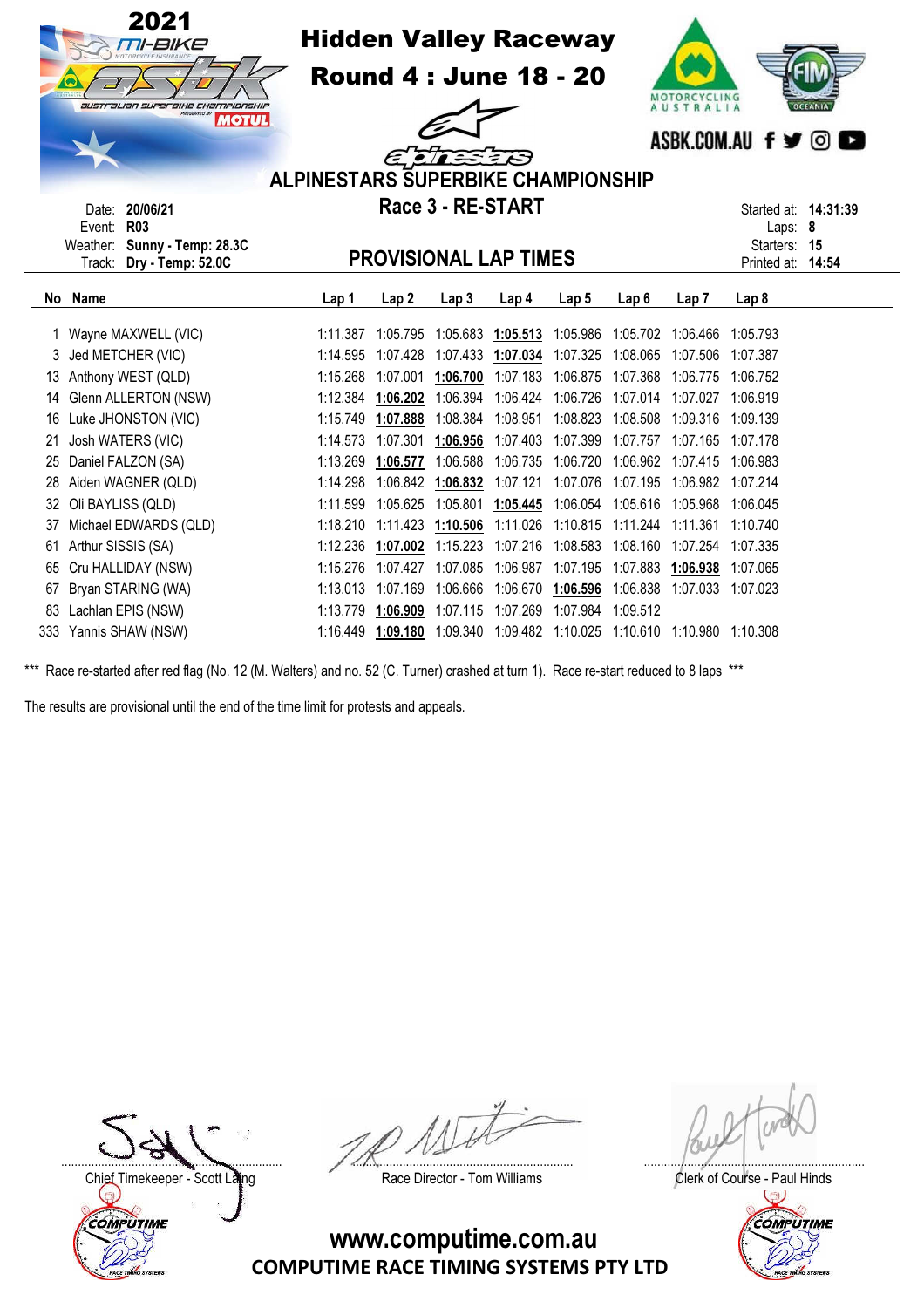# 2021 mi-BIKE ASBK Australian Superbike Championship presented by MOTUL

## Hidden Valley Raceway

## Round 4 : June 18 - 20

ASBK.COM.AU

## ALPINESTARS SUPERBIKE CHAMPIONSHIP

## Race 3 - RE-START

## PROVISIONAL LAP TIMES

Date: **20/06/21**
Event: **R03**
Weather: **Sunny - Temp: 28.3C**
Track: **Dry - Temp: 52.0C**

Started at: **14:31:39**
Laps: **8**
Starters: **15**
Printed at: **14:54**

| No | Name | Lap 1 | Lap 2 | Lap 3 | Lap 4 | Lap 5 | Lap 6 | Lap 7 | Lap 8 |
|---|---|---|---|---|---|---|---|---|---|
| 1 | Wayne MAXWELL (VIC) | 1:11.387 | 1:05.795 | 1:05.683 | **1:05.513** | 1:05.986 | 1:05.702 | 1:06.466 | 1:05.793 |
| 3 | Jed METCHER (VIC) | 1:14.595 | 1:07.428 | 1:07.433 | **1:07.034** | 1:07.325 | 1:08.065 | 1:07.506 | 1:07.387 |
| 13 | Anthony WEST (QLD) | 1:15.268 | 1:07.001 | **1:06.700** | 1:07.183 | 1:06.875 | 1:07.368 | 1:06.775 | 1:06.752 |
| 14 | Glenn ALLERTON (NSW) | 1:12.384 | **1:06.202** | 1:06.394 | 1:06.424 | 1:06.726 | 1:07.014 | 1:07.027 | 1:06.919 |
| 16 | Luke JHONSTON (VIC) | 1:15.749 | **1:07.888** | 1:08.384 | 1:08.951 | 1:08.823 | 1:08.508 | 1:09.316 | 1:09.139 |
| 21 | Josh WATERS (VIC) | 1:14.573 | 1:07.301 | **1:06.956** | 1:07.403 | 1:07.399 | 1:07.757 | 1:07.165 | 1:07.178 |
| 25 | Daniel FALZON (SA) | 1:13.269 | **1:06.577** | 1:06.588 | 1:06.735 | 1:06.720 | 1:06.962 | 1:07.415 | 1:06.983 |
| 28 | Aiden WAGNER (QLD) | 1:14.298 | 1:06.842 | **1:06.832** | 1:07.121 | 1:07.076 | 1:07.195 | 1:06.982 | 1:07.214 |
| 32 | Oli BAYLISS (QLD) | 1:11.599 | 1:05.625 | 1:05.801 | **1:05.445** | 1:06.054 | 1:05.616 | 1:05.968 | 1:06.045 |
| 37 | Michael EDWARDS (QLD) | 1:18.210 | 1:11.423 | **1:10.506** | 1:11.026 | 1:10.815 | 1:11.244 | 1:11.361 | 1:10.740 |
| 61 | Arthur SISSIS (SA) | 1:12.236 | **1:07.002** | 1:15.223 | 1:07.216 | 1:08.583 | 1:08.160 | 1:07.254 | 1:07.335 |
| 65 | Cru HALLIDAY (NSW) | 1:15.276 | 1:07.427 | 1:07.085 | 1:06.987 | 1:07.195 | 1:07.883 | **1:06.938** | 1:07.065 |
| 67 | Bryan STARING (WA) | 1:13.013 | 1:07.169 | 1:06.666 | 1:06.670 | **1:06.596** | 1:06.838 | 1:07.033 | 1:07.023 |
| 83 | Lachlan EPIS (NSW) | 1:13.779 | **1:06.909** | 1:07.115 | 1:07.269 | 1:07.984 | 1:09.512 | | |
| 333 | Yannis SHAW (NSW) | 1:16.449 | **1:09.180** | 1:09.340 | 1:09.482 | 1:10.025 | 1:10.610 | 1:10.980 | 1:10.308 |

*** Race re-started after red flag (No. 12 (M. Walters) and no. 52 (C. Turner) crashed at turn 1). Race re-start reduced to 8 laps ***

The results are provisional until the end of the time limit for protests and appeals.

Chief Timekeeper - Scott Laing

Race Director - Tom Williams

Clerk of Course - Paul Hinds

www.computime.com.au
COMPUTIME RACE TIMING SYSTEMS PTY LTD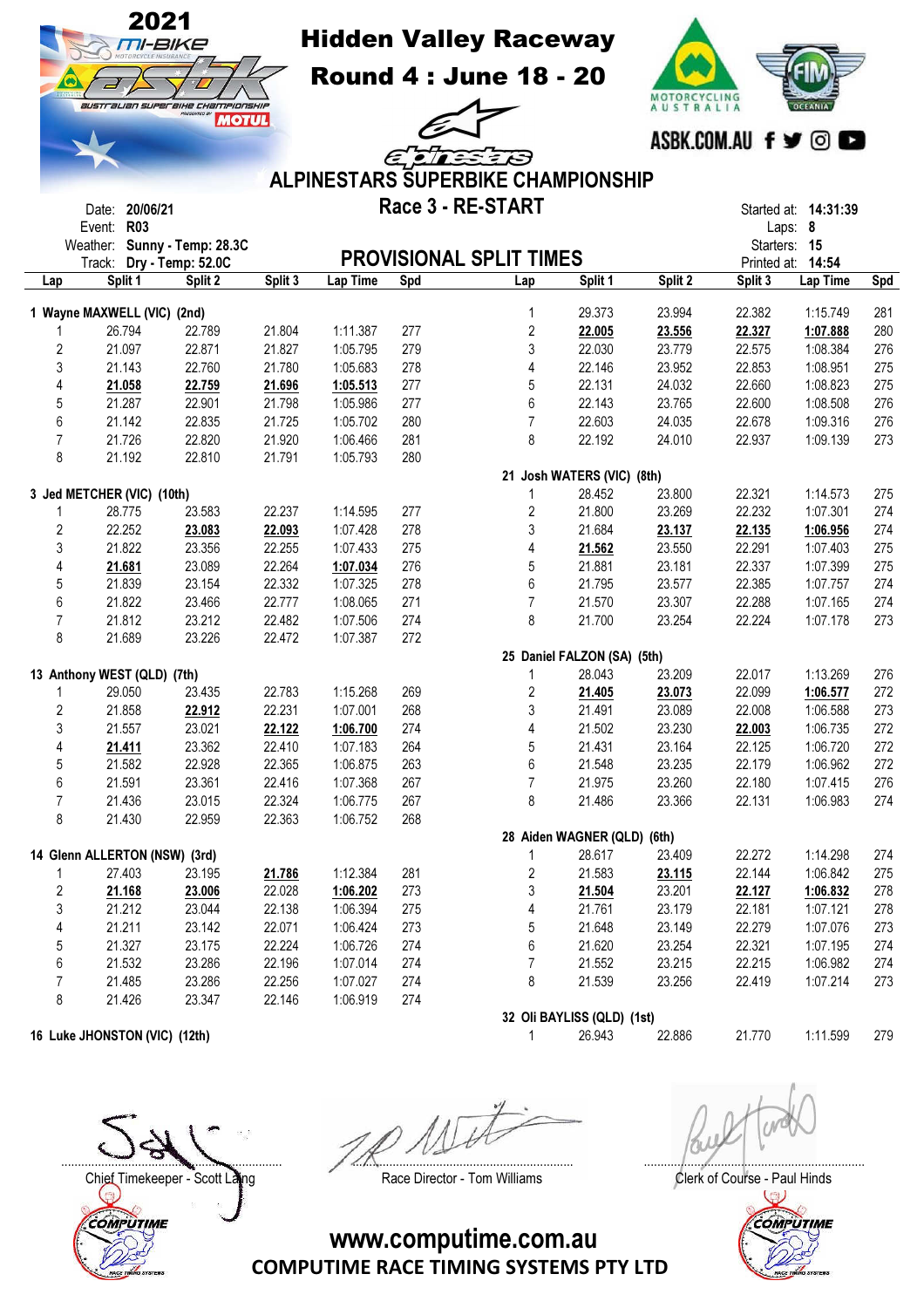# Hidden Valley Raceway

## Round 4 : June 18 - 20

ASBK.COM.AU

## ALPINESTARS SUPERBIKE CHAMPIONSHIP

### Race 3 - RE-START

Date: **20/06/21**
Event: **R03**
Weather: **Sunny - Temp: 28.3C**
Track: **Dry - Temp: 52.0C**

Started at: **14:31:39**
Laps: **8**
Starters: **15**
Printed at: **14:54**

### PROVISIONAL SPLIT TIMES

**1 Wayne MAXWELL (VIC) (2nd)**

| Lap | Split 1 | Split 2 | Split 3 | Lap Time | Spd |
|---|---|---|---|---|---|
| 1 | 26.794 | 22.789 | 21.804 | 1:11.387 | 277 |
| 2 | 21.097 | 22.871 | 21.827 | 1:05.795 | 279 |
| 3 | 21.143 | 22.760 | 21.780 | 1:05.683 | 278 |
| 4 | **21.058** | **22.759** | **21.696** | **1:05.513** | 277 |
| 5 | 21.287 | 22.901 | 21.798 | 1:05.986 | 277 |
| 6 | 21.142 | 22.835 | 21.725 | 1:05.702 | 280 |
| 7 | 21.726 | 22.820 | 21.920 | 1:06.466 | 281 |
| 8 | 21.192 | 22.810 | 21.791 | 1:05.793 | 280 |

**3 Jed METCHER (VIC) (10th)**

| Lap | Split 1 | Split 2 | Split 3 | Lap Time | Spd |
|---|---|---|---|---|---|
| 1 | 28.775 | 23.583 | 22.237 | 1:14.595 | 277 |
| 2 | 22.252 | **23.083** | **22.093** | 1:07.428 | 278 |
| 3 | 21.822 | 23.356 | 22.255 | 1:07.433 | 275 |
| 4 | **21.681** | 23.089 | 22.264 | **1:07.034** | 276 |
| 5 | 21.839 | 23.154 | 22.332 | 1:07.325 | 278 |
| 6 | 21.822 | 23.466 | 22.777 | 1:08.065 | 271 |
| 7 | 21.812 | 23.212 | 22.482 | 1:07.506 | 274 |
| 8 | 21.689 | 23.226 | 22.472 | 1:07.387 | 272 |

**13 Anthony WEST (QLD) (7th)**

| Lap | Split 1 | Split 2 | Split 3 | Lap Time | Spd |
|---|---|---|---|---|---|
| 1 | 29.050 | 23.435 | 22.783 | 1:15.268 | 269 |
| 2 | 21.858 | **22.912** | 22.231 | 1:07.001 | 268 |
| 3 | 21.557 | 23.021 | **22.122** | **1:06.700** | 274 |
| 4 | **21.411** | 23.362 | 22.410 | 1:07.183 | 264 |
| 5 | 21.582 | 22.928 | 22.365 | 1:06.875 | 263 |
| 6 | 21.591 | 23.361 | 22.416 | 1:07.368 | 267 |
| 7 | 21.436 | 23.015 | 22.324 | 1:06.775 | 267 |
| 8 | 21.430 | 22.959 | 22.363 | 1:06.752 | 268 |

**14 Glenn ALLERTON (NSW) (3rd)**

| Lap | Split 1 | Split 2 | Split 3 | Lap Time | Spd |
|---|---|---|---|---|---|
| 1 | 27.403 | 23.195 | **21.786** | 1:12.384 | 281 |
| 2 | **21.168** | **23.006** | 22.028 | **1:06.202** | 273 |
| 3 | 21.212 | 23.044 | 22.138 | 1:06.394 | 275 |
| 4 | 21.211 | 23.142 | 22.071 | 1:06.424 | 273 |
| 5 | 21.327 | 23.175 | 22.224 | 1:06.726 | 274 |
| 6 | 21.532 | 23.286 | 22.196 | 1:07.014 | 274 |
| 7 | 21.485 | 23.286 | 22.256 | 1:07.027 | 274 |
| 8 | 21.426 | 23.347 | 22.146 | 1:06.919 | 274 |

**16 Luke JHONSTON (VIC) (12th)**

| Lap | Split 1 | Split 2 | Split 3 | Lap Time | Spd |
|---|---|---|---|---|---|
| 1 | 29.373 | 23.994 | 22.382 | 1:15.749 | 281 |
| 2 | **22.005** | **23.556** | **22.327** | **1:07.888** | 280 |
| 3 | 22.030 | 23.779 | 22.575 | 1:08.384 | 276 |
| 4 | 22.146 | 23.952 | 22.853 | 1:08.951 | 275 |
| 5 | 22.131 | 24.032 | 22.660 | 1:08.823 | 275 |
| 6 | 22.143 | 23.765 | 22.600 | 1:08.508 | 276 |
| 7 | 22.603 | 24.035 | 22.678 | 1:09.316 | 276 |
| 8 | 22.192 | 24.010 | 22.937 | 1:09.139 | 273 |

**21 Josh WATERS (VIC) (8th)**

| Lap | Split 1 | Split 2 | Split 3 | Lap Time | Spd |
|---|---|---|---|---|---|
| 1 | 28.452 | 23.800 | 22.321 | 1:14.573 | 275 |
| 2 | 21.800 | 23.269 | 22.232 | 1:07.301 | 274 |
| 3 | 21.684 | **23.137** | **22.135** | **1:06.956** | 274 |
| 4 | **21.562** | 23.550 | 22.291 | 1:07.403 | 275 |
| 5 | 21.881 | 23.181 | 22.337 | 1:07.399 | 275 |
| 6 | 21.795 | 23.577 | 22.385 | 1:07.757 | 274 |
| 7 | 21.570 | 23.307 | 22.288 | 1:07.165 | 274 |
| 8 | 21.700 | 23.254 | 22.224 | 1:07.178 | 273 |

**25 Daniel FALZON (SA) (5th)**

| Lap | Split 1 | Split 2 | Split 3 | Lap Time | Spd |
|---|---|---|---|---|---|
| 1 | 28.043 | 23.209 | 22.017 | 1:13.269 | 276 |
| 2 | **21.405** | **23.073** | 22.099 | **1:06.577** | 272 |
| 3 | 21.491 | 23.089 | 22.008 | 1:06.588 | 273 |
| 4 | 21.502 | 23.230 | **22.003** | 1:06.735 | 272 |
| 5 | 21.431 | 23.164 | 22.125 | 1:06.720 | 272 |
| 6 | 21.548 | 23.235 | 22.179 | 1:06.962 | 272 |
| 7 | 21.975 | 23.260 | 22.180 | 1:07.415 | 276 |
| 8 | 21.486 | 23.366 | 22.131 | 1:06.983 | 274 |

**28 Aiden WAGNER (QLD) (6th)**

| Lap | Split 1 | Split 2 | Split 3 | Lap Time | Spd |
|---|---|---|---|---|---|
| 1 | 28.617 | 23.409 | 22.272 | 1:14.298 | 274 |
| 2 | 21.583 | **23.115** | 22.144 | 1:06.842 | 275 |
| 3 | **21.504** | 23.201 | **22.127** | **1:06.832** | 278 |
| 4 | 21.761 | 23.179 | 22.181 | 1:07.121 | 278 |
| 5 | 21.648 | 23.149 | 22.279 | 1:07.076 | 273 |
| 6 | 21.620 | 23.254 | 22.321 | 1:07.195 | 274 |
| 7 | 21.552 | 23.215 | 22.215 | 1:06.982 | 274 |
| 8 | 21.539 | 23.256 | 22.419 | 1:07.214 | 273 |

**32 Oli BAYLISS (QLD) (1st)**

| Lap | Split 1 | Split 2 | Split 3 | Lap Time | Spd |
|---|---|---|---|---|---|
| 1 | 26.943 | 22.886 | 21.770 | 1:11.599 | 279 |

Chief Timekeeper - Scott Laing | Race Director - Tom Williams | Clerk of Course - Paul Hinds

www.computime.com.au
COMPUTIME RACE TIMING SYSTEMS PTY LTD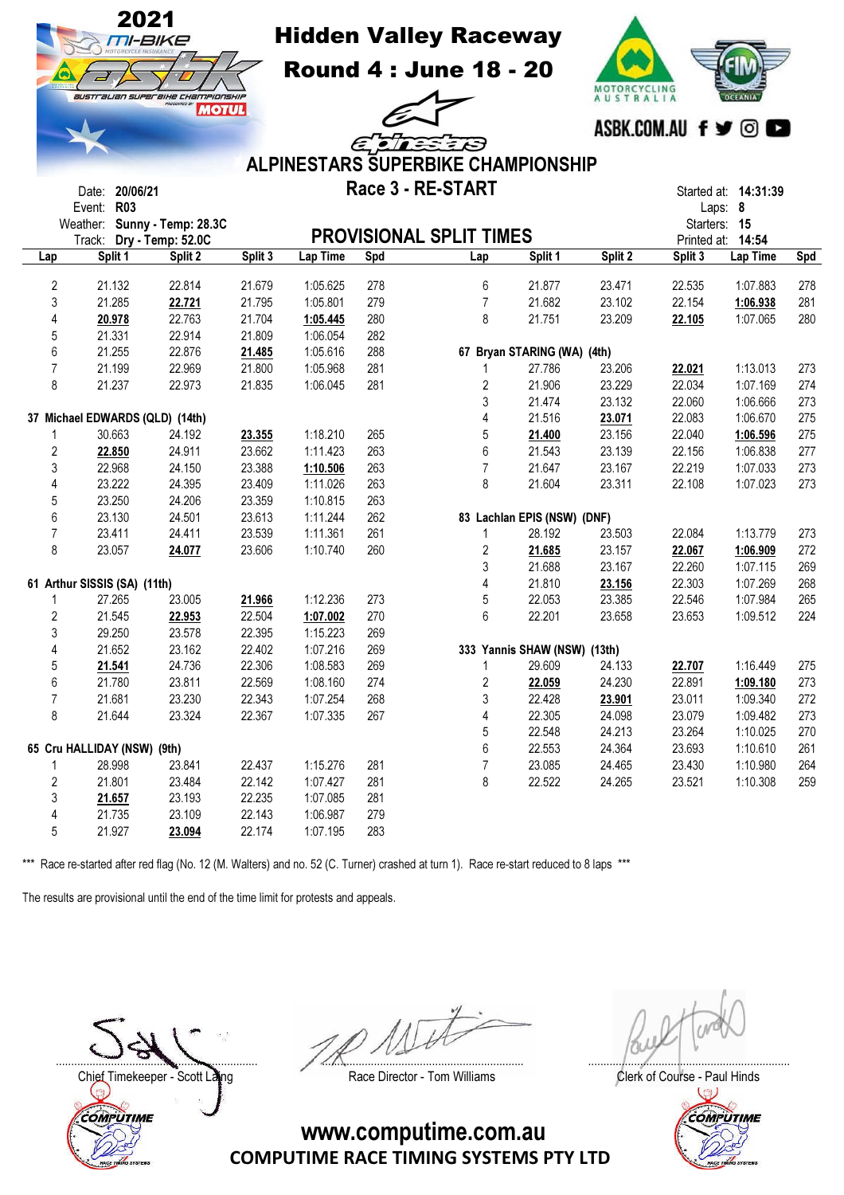# Hidden Valley Raceway

## Round 4 : June 18 - 20

## ALPINESTARS SUPERBIKE CHAMPIONSHIP

### Race 3 - RE-START

Date: 20/06/21
Event: R03
Weather: Sunny - Temp: 28.3C
Track: Dry - Temp: 52.0C

Started at: 14:31:39
Laps: 8
Starters: 15
Printed at: 14:54

### PROVISIONAL SPLIT TIMES

| Lap | Split 1 | Split 2 | Split 3 | Lap Time | Spd |
|---|---|---|---|---|---|
| 2 | 21.132 | 22.814 | 21.679 | 1:05.625 | 278 |
| 3 | 21.285 | **22.721** | 21.795 | 1:05.801 | 279 |
| 4 | **20.978** | 22.763 | 21.704 | **1:05.445** | 280 |
| 5 | 21.331 | 22.914 | 21.809 | 1:06.054 | 282 |
| 6 | 21.255 | 22.876 | **21.485** | 1:05.616 | 288 |
| 7 | 21.199 | 22.969 | 21.800 | 1:05.968 | 281 |
| 8 | 21.237 | 22.973 | 21.835 | 1:06.045 | 281 |
| **37 Michael EDWARDS (QLD) (14th)** | | | | | |
| 1 | 30.663 | 24.192 | **23.355** | 1:18.210 | 265 |
| 2 | **22.850** | 24.911 | 23.662 | 1:11.423 | 263 |
| 3 | 22.968 | 24.150 | 23.388 | **1:10.506** | 263 |
| 4 | 23.222 | 24.395 | 23.409 | 1:11.026 | 263 |
| 5 | 23.250 | 24.206 | 23.359 | 1:10.815 | 263 |
| 6 | 23.130 | 24.501 | 23.613 | 1:11.244 | 262 |
| 7 | 23.411 | 24.411 | 23.539 | 1:11.361 | 261 |
| 8 | 23.057 | **24.077** | 23.606 | 1:10.740 | 260 |
| **61 Arthur SISSIS (SA) (11th)** | | | | | |
| 1 | 27.265 | 23.005 | **21.966** | 1:12.236 | 273 |
| 2 | 21.545 | **22.953** | 22.504 | **1:07.002** | 270 |
| 3 | 29.250 | 23.578 | 22.395 | 1:15.223 | 269 |
| 4 | 21.652 | 23.162 | 22.402 | 1:07.216 | 269 |
| 5 | **21.541** | 24.736 | 22.306 | 1:08.583 | 269 |
| 6 | 21.780 | 23.811 | 22.569 | 1:08.160 | 274 |
| 7 | 21.681 | 23.230 | 22.343 | 1:07.254 | 268 |
| 8 | 21.644 | 23.324 | 22.367 | 1:07.335 | 267 |
| **65 Cru HALLIDAY (NSW) (9th)** | | | | | |
| 1 | 28.998 | 23.841 | 22.437 | 1:15.276 | 281 |
| 2 | 21.801 | 23.484 | 22.142 | 1:07.427 | 281 |
| 3 | **21.657** | 23.193 | 22.235 | 1:07.085 | 281 |
| 4 | 21.735 | 23.109 | 22.143 | 1:06.987 | 279 |
| 5 | 21.927 | **23.094** | 22.174 | 1:07.195 | 283 |
| 6 | 21.877 | 23.471 | 22.535 | 1:07.883 | 278 |
| 7 | 21.682 | 23.102 | 22.154 | **1:06.938** | 281 |
| 8 | 21.751 | 23.209 | **22.105** | 1:07.065 | 280 |
| **67 Bryan STARING (WA) (4th)** | | | | | |
| 1 | 27.786 | 23.206 | **22.021** | 1:13.013 | 273 |
| 2 | 21.906 | 23.229 | 22.034 | 1:07.169 | 274 |
| 3 | 21.474 | 23.132 | 22.060 | 1:06.666 | 273 |
| 4 | 21.516 | **23.071** | 22.083 | 1:06.670 | 275 |
| 5 | **21.400** | 23.156 | 22.040 | **1:06.596** | 275 |
| 6 | 21.543 | 23.139 | 22.156 | 1:06.838 | 277 |
| 7 | 21.647 | 23.167 | 22.219 | 1:07.033 | 273 |
| 8 | 21.604 | 23.311 | 22.108 | 1:07.023 | 273 |
| **83 Lachlan EPIS (NSW) (DNF)** | | | | | |
| 1 | 28.192 | 23.503 | 22.084 | 1:13.779 | 273 |
| 2 | **21.685** | 23.157 | **22.067** | **1:06.909** | 272 |
| 3 | 21.688 | 23.167 | 22.260 | 1:07.115 | 269 |
| 4 | 21.810 | **23.156** | 22.303 | 1:07.269 | 268 |
| 5 | 22.053 | 23.385 | 22.546 | 1:07.984 | 265 |
| 6 | 22.201 | 23.658 | 23.653 | 1:09.512 | 224 |
| **333 Yannis SHAW (NSW) (13th)** | | | | | |
| 1 | 29.609 | 24.133 | **22.707** | 1:16.449 | 275 |
| 2 | **22.059** | 24.230 | 22.891 | **1:09.180** | 273 |
| 3 | 22.428 | **23.901** | 23.011 | 1:09.340 | 272 |
| 4 | 22.305 | 24.098 | 23.079 | 1:09.482 | 273 |
| 5 | 22.548 | 24.213 | 23.264 | 1:10.025 | 270 |
| 6 | 22.553 | 24.364 | 23.693 | 1:10.610 | 261 |
| 7 | 23.085 | 24.465 | 23.430 | 1:10.980 | 264 |
| 8 | 22.522 | 24.265 | 23.521 | 1:10.308 | 259 |

*** Race re-started after red flag (No. 12 (M. Walters) and no. 52 (C. Turner) crashed at turn 1). Race re-start reduced to 8 laps ***

The results are provisional until the end of the time limit for protests and appeals.

Chief Timekeeper - Scott Laing

Race Director - Tom Williams

Clerk of Course - Paul Hinds

www.computime.com.au
COMPUTIME RACE TIMING SYSTEMS PTY LTD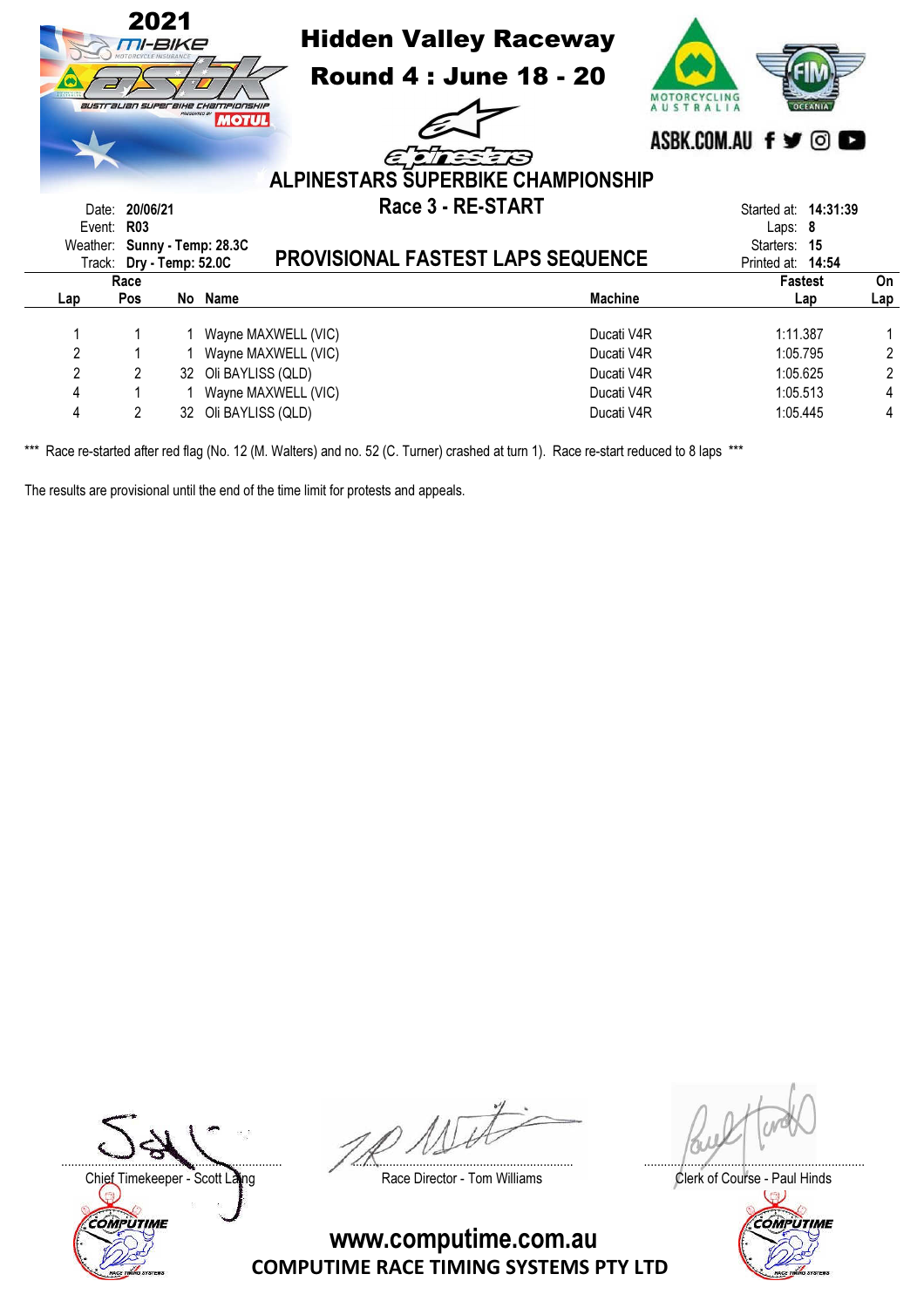# 2021 mi-bike asbk Australian Superbike Championship presented by MOTUL

## Hidden Valley Raceway

## Round 4 : June 18 - 20

ASBK.COM.AU

## ALPINESTARS SUPERBIKE CHAMPIONSHIP

### Race 3 - RE-START

### PROVISIONAL FASTEST LAPS SEQUENCE

Date: **20/06/21**
Event: **R03**
Weather: **Sunny - Temp: 28.3C**
Track: **Dry - Temp: 52.0C**

Started at: **14:31:39**
Laps: **8**
Starters: **15**
Printed at: **14:54**

| Lap | Race Pos | No | Name | Machine | Fastest Lap | On Lap |
|---|---|---|---|---|---|---|
| 1 | 1 | 1 | Wayne MAXWELL (VIC) | Ducati V4R | 1:11.387 | 1 |
| 2 | 1 | 1 | Wayne MAXWELL (VIC) | Ducati V4R | 1:05.795 | 2 |
| 2 | 2 | 32 | Oli BAYLISS (QLD) | Ducati V4R | 1:05.625 | 2 |
| 4 | 1 | 1 | Wayne MAXWELL (VIC) | Ducati V4R | 1:05.513 | 4 |
| 4 | 2 | 32 | Oli BAYLISS (QLD) | Ducati V4R | 1:05.445 | 4 |

*** Race re-started after red flag (No. 12 (M. Walters) and no. 52 (C. Turner) crashed at turn 1). Race re-start reduced to 8 laps ***

The results are provisional until the end of the time limit for protests and appeals.

Chief Timekeeper - Scott Laing

Race Director - Tom Williams

Clerk of Course - Paul Hinds

www.computime.com.au
COMPUTIME RACE TIMING SYSTEMS PTY LTD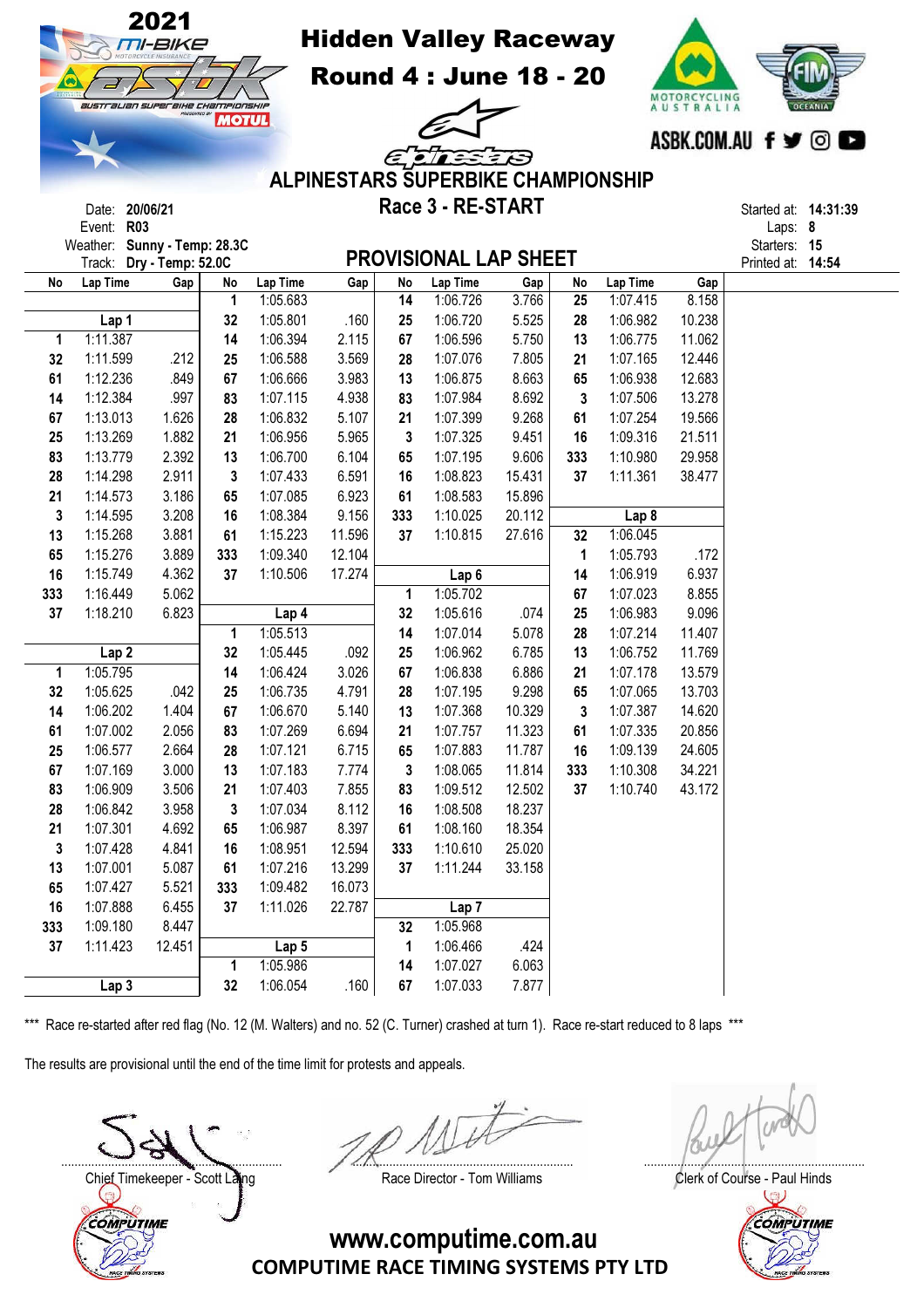# 2021 mi-bike ASBK Australian Superbike Championship

## Hidden Valley Raceway

## Round 4 : June 18 - 20

ASBK.COM.AU

## ALPINESTARS SUPERBIKE CHAMPIONSHIP

## Race 3 - RE-START

Date: **20/06/21**
Event: **R03**
Weather: **Sunny - Temp: 28.3C**
Track: **Dry - Temp: 52.0C**

Started at: **14:31:39**
Laps: **8**
Starters: **15**
Printed at: **14:54**

## PROVISIONAL LAP SHEET

| No | Lap Time | Gap | No | Lap Time | Gap | No | Lap Time | Gap | No | Lap Time | Gap |
|---|---|---|---|---|---|---|---|---|---|---|---|
| | | | 1 | 1:05.683 | | 14 | 1:06.726 | 3.766 | 25 | 1:07.415 | 8.158 |
| | **Lap 1** | | 32 | 1:05.801 | .160 | 25 | 1:06.720 | 5.525 | 28 | 1:06.982 | 10.238 |
| 1 | 1:11.387 | | 14 | 1:06.394 | 2.115 | 67 | 1:06.596 | 5.750 | 13 | 1:06.775 | 11.062 |
| 32 | 1:11.599 | .212 | 25 | 1:06.588 | 3.569 | 28 | 1:07.076 | 7.805 | 21 | 1:07.165 | 12.446 |
| 61 | 1:12.236 | .849 | 67 | 1:06.666 | 3.983 | 13 | 1:06.875 | 8.663 | 65 | 1:06.938 | 12.683 |
| 14 | 1:12.384 | .997 | 83 | 1:07.115 | 4.938 | 83 | 1:07.984 | 8.692 | 3 | 1:07.506 | 13.278 |
| 67 | 1:13.013 | 1.626 | 28 | 1:06.832 | 5.107 | 21 | 1:07.399 | 9.268 | 61 | 1:07.254 | 19.566 |
| 25 | 1:13.269 | 1.882 | 21 | 1:06.956 | 5.965 | 3 | 1:07.325 | 9.451 | 16 | 1:09.316 | 21.511 |
| 83 | 1:13.779 | 2.392 | 13 | 1:06.700 | 6.104 | 65 | 1:07.195 | 9.606 | 333 | 1:10.980 | 29.958 |
| 28 | 1:14.298 | 2.911 | 3 | 1:07.433 | 6.591 | 16 | 1:08.823 | 15.431 | 37 | 1:11.361 | 38.477 |
| 21 | 1:14.573 | 3.186 | 65 | 1:07.085 | 6.923 | 61 | 1:08.583 | 15.896 | | | |
| 3 | 1:14.595 | 3.208 | 16 | 1:08.384 | 9.156 | 333 | 1:10.025 | 20.112 | | **Lap 8** | |
| 13 | 1:15.268 | 3.881 | 61 | 1:15.223 | 11.596 | 37 | 1:10.815 | 27.616 | 32 | 1:06.045 | |
| 65 | 1:15.276 | 3.889 | 333 | 1:09.340 | 12.104 | | | | 1 | 1:05.793 | .172 |
| 16 | 1:15.749 | 4.362 | 37 | 1:10.506 | 17.274 | | **Lap 6** | | 14 | 1:06.919 | 6.937 |
| 333 | 1:16.449 | 5.062 | | | | 1 | 1:05.702 | | 67 | 1:07.023 | 8.855 |
| 37 | 1:18.210 | 6.823 | | **Lap 4** | | 32 | 1:05.616 | .074 | 25 | 1:06.983 | 9.096 |
| | | | 1 | 1:05.513 | | 14 | 1:07.014 | 5.078 | 28 | 1:07.214 | 11.407 |
| | **Lap 2** | | 32 | 1:05.445 | .092 | 25 | 1:06.962 | 6.785 | 13 | 1:06.752 | 11.769 |
| 1 | 1:05.795 | | 14 | 1:06.424 | 3.026 | 67 | 1:06.838 | 6.886 | 21 | 1:07.178 | 13.579 |
| 32 | 1:05.625 | .042 | 25 | 1:06.735 | 4.791 | 28 | 1:07.195 | 9.298 | 65 | 1:07.065 | 13.703 |
| 14 | 1:06.202 | 1.404 | 67 | 1:06.670 | 5.140 | 13 | 1:07.368 | 10.329 | 3 | 1:07.387 | 14.620 |
| 61 | 1:07.002 | 2.056 | 83 | 1:07.269 | 6.694 | 21 | 1:07.757 | 11.323 | 61 | 1:07.335 | 20.856 |
| 25 | 1:06.577 | 2.664 | 28 | 1:07.121 | 6.715 | 65 | 1:07.883 | 11.787 | 16 | 1:09.139 | 24.605 |
| 67 | 1:07.169 | 3.000 | 13 | 1:07.183 | 7.774 | 3 | 1:08.065 | 11.814 | 333 | 1:10.308 | 34.221 |
| 83 | 1:06.909 | 3.506 | 21 | 1:07.403 | 7.855 | 83 | 1:09.512 | 12.502 | 37 | 1:10.740 | 43.172 |
| 28 | 1:06.842 | 3.958 | 3 | 1:07.034 | 8.112 | 16 | 1:08.508 | 18.237 | | | |
| 21 | 1:07.301 | 4.692 | 65 | 1:06.987 | 8.397 | 61 | 1:08.160 | 18.354 | | | |
| 3 | 1:07.428 | 4.841 | 16 | 1:08.951 | 12.594 | 333 | 1:10.610 | 25.020 | | | |
| 13 | 1:07.001 | 5.087 | 61 | 1:07.216 | 13.299 | 37 | 1:11.244 | 33.158 | | | |
| 65 | 1:07.427 | 5.521 | 333 | 1:09.482 | 16.073 | | | | | | |
| 16 | 1:07.888 | 6.455 | 37 | 1:11.026 | 22.787 | | **Lap 7** | | | | |
| 333 | 1:09.180 | 8.447 | | | | 32 | 1:05.968 | | | | |
| 37 | 1:11.423 | 12.451 | | **Lap 5** | | 1 | 1:06.466 | .424 | | | |
| | | | 1 | 1:05.986 | | 14 | 1:07.027 | 6.063 | | | |
| | **Lap 3** | | 32 | 1:06.054 | .160 | 67 | 1:07.033 | 7.877 | | | |

*** Race re-started after red flag (No. 12 (M. Walters) and no. 52 (C. Turner) crashed at turn 1). Race re-start reduced to 8 laps ***

The results are provisional until the end of the time limit for protests and appeals.

Chief Timekeeper - Scott Laing

Race Director - Tom Williams

Clerk of Course - Paul Hinds

www.computime.com.au
COMPUTIME RACE TIMING SYSTEMS PTY LTD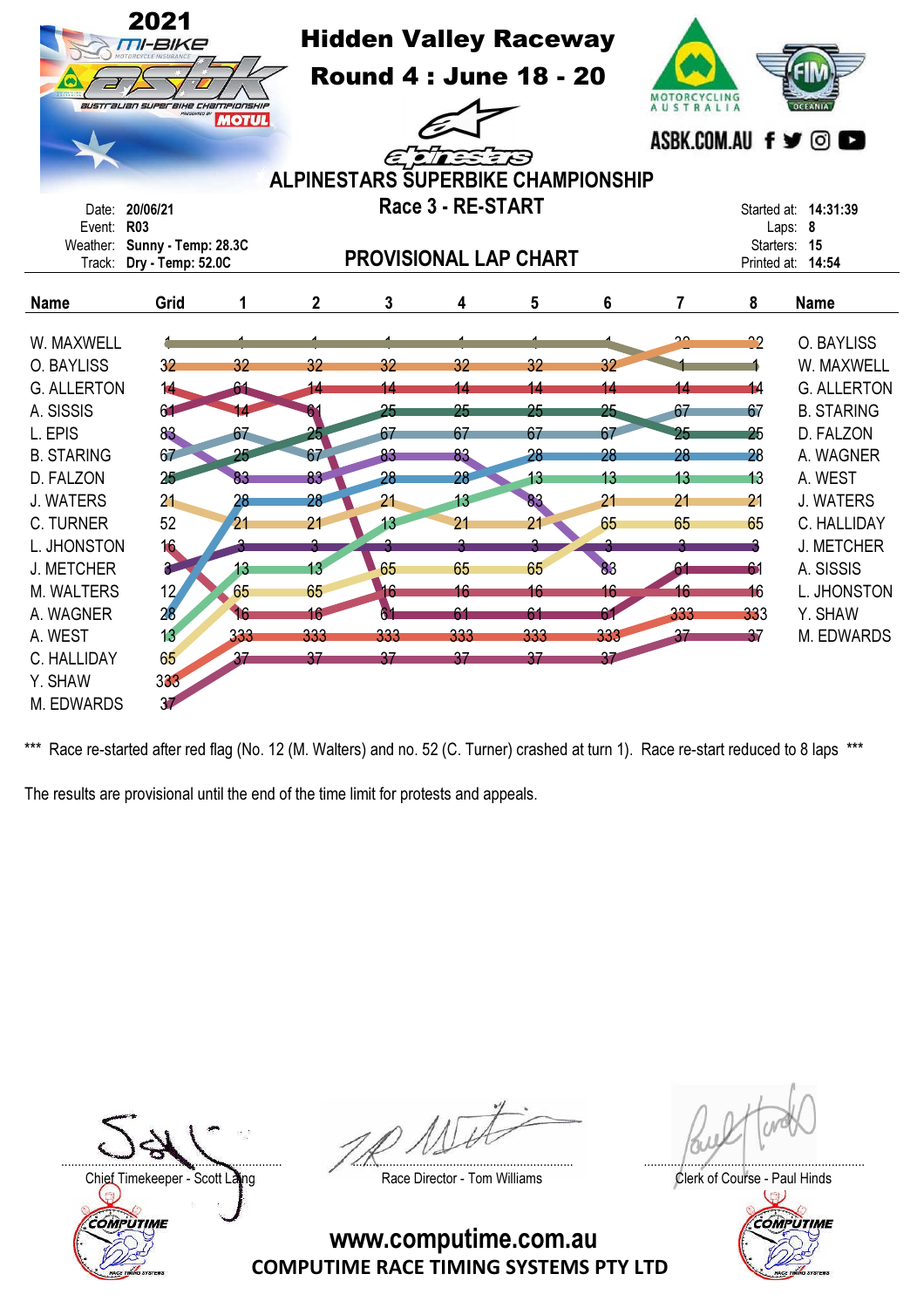# 2021 ASBK Hidden Valley Raceway

## Round 4 : June 18 - 20

## ALPINESTARS SUPERBIKE CHAMPIONSHIP

### Race 3 - RE-START

Date: 20/06/21
Event: R03
Weather: Sunny - Temp: 28.3C
Track: Dry - Temp: 52.0C

Started at: 14:31:39
Laps: 8
Starters: 15
Printed at: 14:54

## PROVISIONAL LAP CHART

| Name | Grid | 1 | 2 | 3 | 4 | 5 | 6 | 7 | 8 | Name |
|---|---|---|---|---|---|---|---|---|---|---|
| W. MAXWELL | 1 | 1 | 1 | 1 | 1 | 1 | 1 | 32 | 32 | O. BAYLISS |
| O. BAYLISS | 32 | 32 | 32 | 32 | 32 | 32 | 32 | 1 | 1 | W. MAXWELL |
| G. ALLERTON | 14 | 61 | 14 | 14 | 14 | 14 | 14 | 14 | 14 | G. ALLERTON |
| A. SISSIS | 61 | 14 | 61 | 25 | 25 | 25 | 25 | 67 | 67 | B. STARING |
| L. EPIS | 83 | 67 | 25 | 67 | 67 | 67 | 67 | 25 | 25 | D. FALZON |
| B. STARING | 67 | 25 | 67 | 83 | 83 | 28 | 28 | 28 | 28 | A. WAGNER |
| D. FALZON | 25 | 83 | 83 | 28 | 28 | 13 | 13 | 13 | 13 | A. WEST |
| J. WATERS | 21 | 28 | 28 | 21 | 13 | 83 | 21 | 21 | 21 | J. WATERS |
| C. TURNER | 52 | 21 | 21 | 13 | 21 | 21 | 65 | 65 | 65 | C. HALLIDAY |
| L. JHONSTON | 16 | 3 | 3 | 3 | 3 | 3 | 3 | 3 | 3 | J. METCHER |
| J. METCHER | 3 | 13 | 13 | 65 | 65 | 65 | 83 | 61 | 61 | A. SISSIS |
| M. WALTERS | 12 | 65 | 65 | 16 | 16 | 16 | 16 | 16 | 16 | L. JHONSTON |
| A. WAGNER | 28 | 16 | 16 | 61 | 61 | 61 | 61 | 333 | 333 | Y. SHAW |
| A. WEST | 13 | 333 | 333 | 333 | 333 | 333 | 333 | 37 | 37 | M. EDWARDS |
| C. HALLIDAY | 65 | 37 | 37 | 37 | 37 | 37 | 37 | | | |
| Y. SHAW | 333 | | | | | | | | | |
| M. EDWARDS | 37 | | | | | | | | | |

*** Race re-started after red flag (No. 12 (M. Walters) and no. 52 (C. Turner) crashed at turn 1). Race re-start reduced to 8 laps ***

The results are provisional until the end of the time limit for protests and appeals.

Chief Timekeeper - Scott Laing

Race Director - Tom Williams

Clerk of Course - Paul Hinds

www.computime.com.au
COMPUTIME RACE TIMING SYSTEMS PTY LTD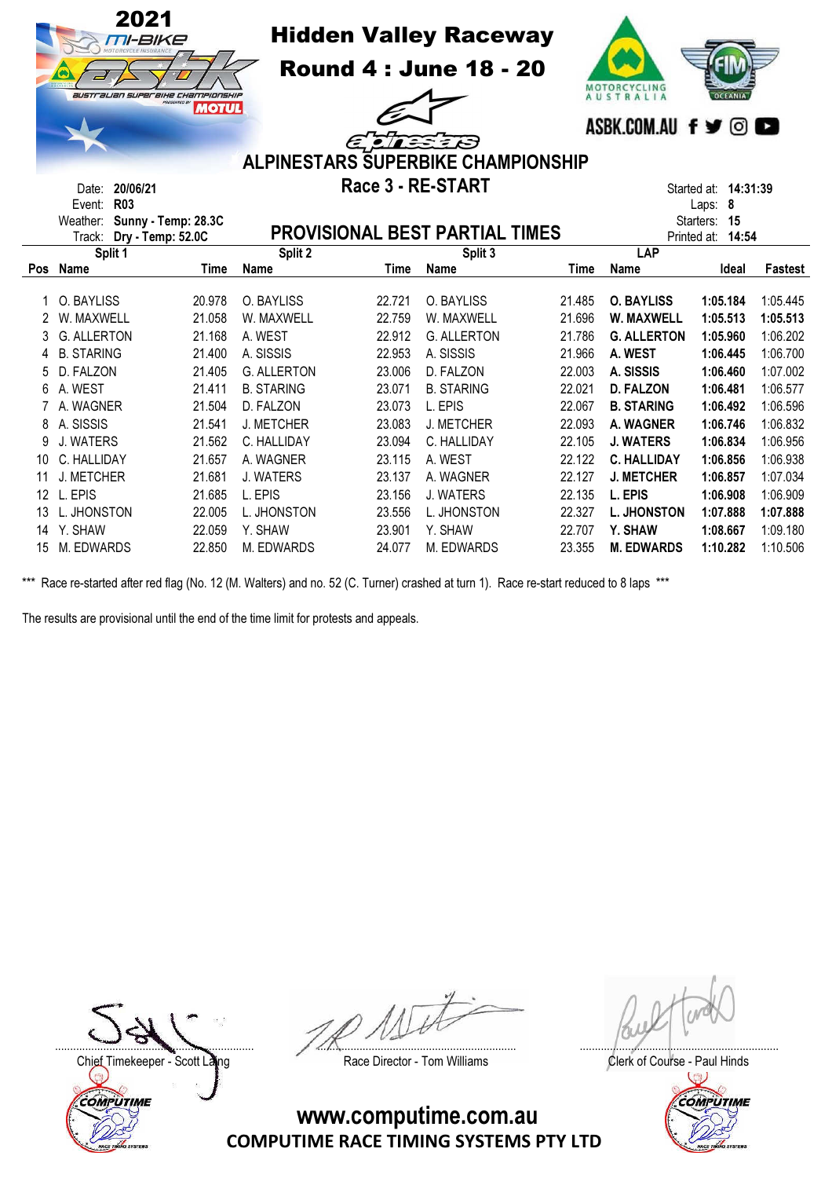# 2021 mi-BIKE ASBK Australian Superbike Championship

## Hidden Valley Raceway
## Round 4 : June 18 - 20

ASBK.COM.AU

## ALPINESTARS SUPERBIKE CHAMPIONSHIP
## Race 3 - RE-START

Date: 20/06/21
Event: R03
Weather: Sunny - Temp: 28.3C
Track: Dry - Temp: 52.0C

Started at: 14:31:39
Laps: 8
Starters: 15
Printed at: 14:54

## PROVISIONAL BEST PARTIAL TIMES

| | Split 1 | | Split 2 | | Split 3 | | LAP | | |
|---|---|---|---|---|---|---|---|---|---|
| Pos | Name | Time | Name | Time | Name | Time | Name | Ideal | Fastest |
| 1 | O. BAYLISS | 20.978 | O. BAYLISS | 22.721 | O. BAYLISS | 21.485 | **O. BAYLISS** | **1:05.184** | 1:05.445 |
| 2 | W. MAXWELL | 21.058 | W. MAXWELL | 22.759 | W. MAXWELL | 21.696 | **W. MAXWELL** | **1:05.513** | **1:05.513** |
| 3 | G. ALLERTON | 21.168 | A. WEST | 22.912 | G. ALLERTON | 21.786 | **G. ALLERTON** | **1:05.960** | 1:06.202 |
| 4 | B. STARING | 21.400 | A. SISSIS | 22.953 | A. SISSIS | 21.966 | **A. WEST** | **1:06.445** | 1:06.700 |
| 5 | D. FALZON | 21.405 | G. ALLERTON | 23.006 | D. FALZON | 22.003 | **A. SISSIS** | **1:06.460** | 1:07.002 |
| 6 | A. WEST | 21.411 | B. STARING | 23.071 | B. STARING | 22.021 | **D. FALZON** | **1:06.481** | 1:06.577 |
| 7 | A. WAGNER | 21.504 | D. FALZON | 23.073 | L. EPIS | 22.067 | **B. STARING** | **1:06.492** | 1:06.596 |
| 8 | A. SISSIS | 21.541 | J. METCHER | 23.083 | J. METCHER | 22.093 | **A. WAGNER** | **1:06.746** | 1:06.832 |
| 9 | J. WATERS | 21.562 | C. HALLIDAY | 23.094 | C. HALLIDAY | 22.105 | **J. WATERS** | **1:06.834** | 1:06.956 |
| 10 | C. HALLIDAY | 21.657 | A. WAGNER | 23.115 | A. WEST | 22.122 | **C. HALLIDAY** | **1:06.856** | 1:06.938 |
| 11 | J. METCHER | 21.681 | J. WATERS | 23.137 | A. WAGNER | 22.127 | **J. METCHER** | **1:06.857** | 1:07.034 |
| 12 | L. EPIS | 21.685 | L. EPIS | 23.156 | J. WATERS | 22.135 | **L. EPIS** | **1:06.908** | 1:06.909 |
| 13 | L. JHONSTON | 22.005 | L. JHONSTON | 23.556 | L. JHONSTON | 22.327 | **L. JHONSTON** | **1:07.888** | **1:07.888** |
| 14 | Y. SHAW | 22.059 | Y. SHAW | 23.901 | Y. SHAW | 22.707 | **Y. SHAW** | **1:08.667** | 1:09.180 |
| 15 | M. EDWARDS | 22.850 | M. EDWARDS | 24.077 | M. EDWARDS | 23.355 | **M. EDWARDS** | **1:10.282** | 1:10.506 |

*** Race re-started after red flag (No. 12 (M. Walters) and no. 52 (C. Turner) crashed at turn 1). Race re-start reduced to 8 laps ***

The results are provisional until the end of the time limit for protests and appeals.

Chief Timekeeper - Scott Laing    Race Director - Tom Williams    Clerk of Course - Paul Hinds

www.computime.com.au
COMPUTIME RACE TIMING SYSTEMS PTY LTD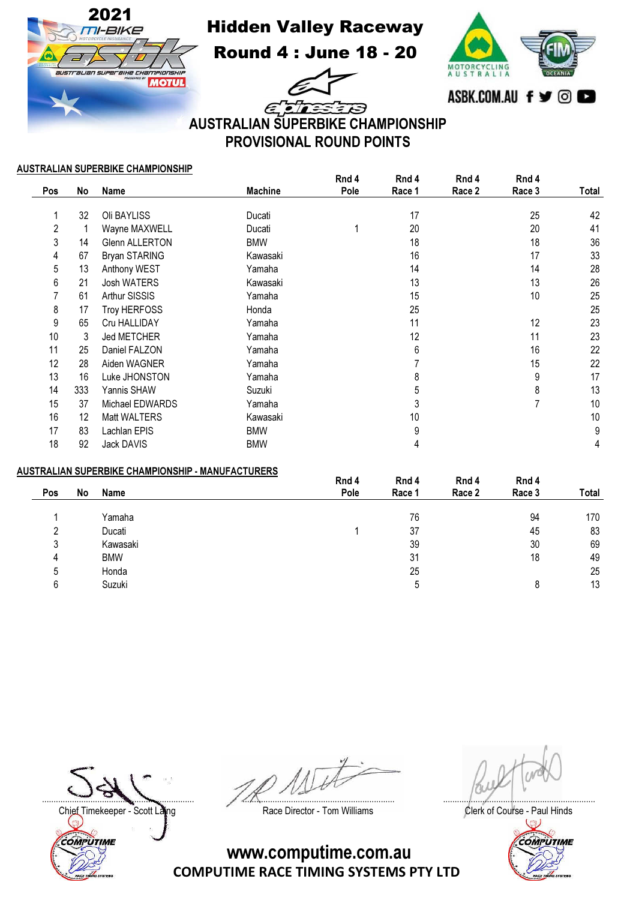# Hidden Valley Raceway

## Round 4 : June 18 - 20

ASBK.COM.AU

## AUSTRALIAN SUPERBIKE CHAMPIONSHIP
## PROVISIONAL ROUND POINTS

### AUSTRALIAN SUPERBIKE CHAMPIONSHIP

| Pos | No | Name | Machine | Rnd 4 Pole | Rnd 4 Race 1 | Rnd 4 Race 2 | Rnd 4 Race 3 | Total |
|---|---|---|---|---|---|---|---|---|
| 1 | 32 | Oli BAYLISS | Ducati | | 17 | | 25 | 42 |
| 2 | 1 | Wayne MAXWELL | Ducati | 1 | 20 | | 20 | 41 |
| 3 | 14 | Glenn ALLERTON | BMW | | 18 | | 18 | 36 |
| 4 | 67 | Bryan STARING | Kawasaki | | 16 | | 17 | 33 |
| 5 | 13 | Anthony WEST | Yamaha | | 14 | | 14 | 28 |
| 6 | 21 | Josh WATERS | Kawasaki | | 13 | | 13 | 26 |
| 7 | 61 | Arthur SISSIS | Yamaha | | 15 | | 10 | 25 |
| 8 | 17 | Troy HERFOSS | Honda | | 25 | | | 25 |
| 9 | 65 | Cru HALLIDAY | Yamaha | | 11 | | 12 | 23 |
| 10 | 3 | Jed METCHER | Yamaha | | 12 | | 11 | 23 |
| 11 | 25 | Daniel FALZON | Yamaha | | 6 | | 16 | 22 |
| 12 | 28 | Aiden WAGNER | Yamaha | | 7 | | 15 | 22 |
| 13 | 16 | Luke JHONSTON | Yamaha | | 8 | | 9 | 17 |
| 14 | 333 | Yannis SHAW | Suzuki | | 5 | | 8 | 13 |
| 15 | 37 | Michael EDWARDS | Yamaha | | 3 | | 7 | 10 |
| 16 | 12 | Matt WALTERS | Kawasaki | | 10 | | | 10 |
| 17 | 83 | Lachlan EPIS | BMW | | 9 | | | 9 |
| 18 | 92 | Jack DAVIS | BMW | | 4 | | | 4 |

### AUSTRALIAN SUPERBIKE CHAMPIONSHIP - MANUFACTURERS

| Pos | No | Name | Rnd 4 Pole | Rnd 4 Race 1 | Rnd 4 Race 2 | Rnd 4 Race 3 | Total |
|---|---|---|---|---|---|---|---|
| 1 | | Yamaha | | 76 | | 94 | 170 |
| 2 | | Ducati | 1 | 37 | | 45 | 83 |
| 3 | | Kawasaki | | 39 | | 30 | 69 |
| 4 | | BMW | | 31 | | 18 | 49 |
| 5 | | Honda | | 25 | | | 25 |
| 6 | | Suzuki | | 5 | | 8 | 13 |

Chief Timekeeper - Scott Laing

Race Director - Tom Williams

Clerk of Course - Paul Hinds

www.computime.com.au
COMPUTIME RACE TIMING SYSTEMS PTY LTD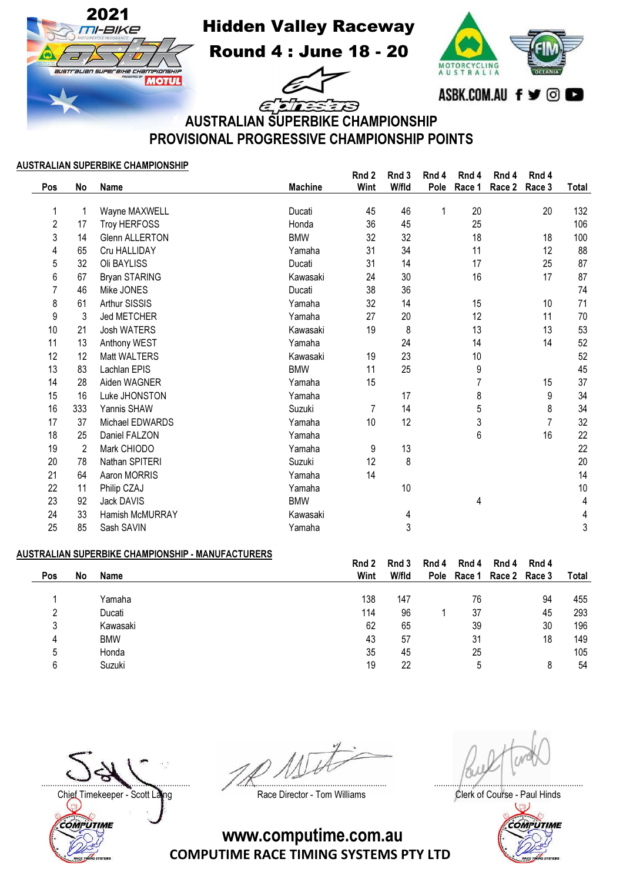# Hidden Valley Raceway

## Round 4 : June 18 - 20

ASBK.COM.AU

## AUSTRALIAN SUPERBIKE CHAMPIONSHIP
## PROVISIONAL PROGRESSIVE CHAMPIONSHIP POINTS

### AUSTRALIAN SUPERBIKE CHAMPIONSHIP

| Pos | No | Name | Machine | Rnd 2 Wint | Rnd 3 W/fld | Rnd 4 Pole | Rnd 4 Race 1 | Rnd 4 Race 2 | Rnd 4 Race 3 | Total |
|---|---|---|---|---|---|---|---|---|---|---|
| 1 | 1 | Wayne MAXWELL | Ducati | 45 | 46 | 1 | 20 | | 20 | 132 |
| 2 | 17 | Troy HERFOSS | Honda | 36 | 45 | | 25 | | | 106 |
| 3 | 14 | Glenn ALLERTON | BMW | 32 | 32 | | 18 | | 18 | 100 |
| 4 | 65 | Cru HALLIDAY | Yamaha | 31 | 34 | | 11 | | 12 | 88 |
| 5 | 32 | Oli BAYLISS | Ducati | 31 | 14 | | 17 | | 25 | 87 |
| 6 | 67 | Bryan STARING | Kawasaki | 24 | 30 | | 16 | | 17 | 87 |
| 7 | 46 | Mike JONES | Ducati | 38 | 36 | | | | | 74 |
| 8 | 61 | Arthur SISSIS | Yamaha | 32 | 14 | | 15 | | 10 | 71 |
| 9 | 3 | Jed METCHER | Yamaha | 27 | 20 | | 12 | | 11 | 70 |
| 10 | 21 | Josh WATERS | Kawasaki | 19 | 8 | | 13 | | 13 | 53 |
| 11 | 13 | Anthony WEST | Yamaha | | 24 | | 14 | | 14 | 52 |
| 12 | 12 | Matt WALTERS | Kawasaki | 19 | 23 | | 10 | | | 52 |
| 13 | 83 | Lachlan EPIS | BMW | 11 | 25 | | 9 | | | 45 |
| 14 | 28 | Aiden WAGNER | Yamaha | 15 | | | 7 | | 15 | 37 |
| 15 | 16 | Luke JHONSTON | Yamaha | | 17 | | 8 | | 9 | 34 |
| 16 | 333 | Yannis SHAW | Suzuki | 7 | 14 | | 5 | | 8 | 34 |
| 17 | 37 | Michael EDWARDS | Yamaha | 10 | 12 | | 3 | | 7 | 32 |
| 18 | 25 | Daniel FALZON | Yamaha | | | | 6 | | 16 | 22 |
| 19 | 2 | Mark CHIODO | Yamaha | 9 | 13 | | | | | 22 |
| 20 | 78 | Nathan SPITERI | Suzuki | 12 | 8 | | | | | 20 |
| 21 | 64 | Aaron MORRIS | Yamaha | 14 | | | | | | 14 |
| 22 | 11 | Philip CZAJ | Yamaha | | 10 | | | | | 10 |
| 23 | 92 | Jack DAVIS | BMW | | | | 4 | | | 4 |
| 24 | 33 | Hamish McMURRAY | Kawasaki | | 4 | | | | | 4 |
| 25 | 85 | Sash SAVIN | Yamaha | | 3 | | | | | 3 |

### AUSTRALIAN SUPERBIKE CHAMPIONSHIP - MANUFACTURERS

| Pos | No | Name | Rnd 2 Wint | Rnd 3 W/fld | Rnd 4 Pole | Rnd 4 Race 1 | Rnd 4 Race 2 | Rnd 4 Race 3 | Total |
|---|---|---|---|---|---|---|---|---|---|
| 1 | | Yamaha | 138 | 147 | | 76 | | 94 | 455 |
| 2 | | Ducati | 114 | 96 | 1 | 37 | | 45 | 293 |
| 3 | | Kawasaki | 62 | 65 | | 39 | | 30 | 196 |
| 4 | | BMW | 43 | 57 | | 31 | | 18 | 149 |
| 5 | | Honda | 35 | 45 | | 25 | | | 105 |
| 6 | | Suzuki | 19 | 22 | | 5 | | 8 | 54 |

Chief Timekeeper - Scott Laing

Race Director - Tom Williams

Clerk of Course - Paul Hinds

www.computime.com.au

COMPUTIME RACE TIMING SYSTEMS PTY LTD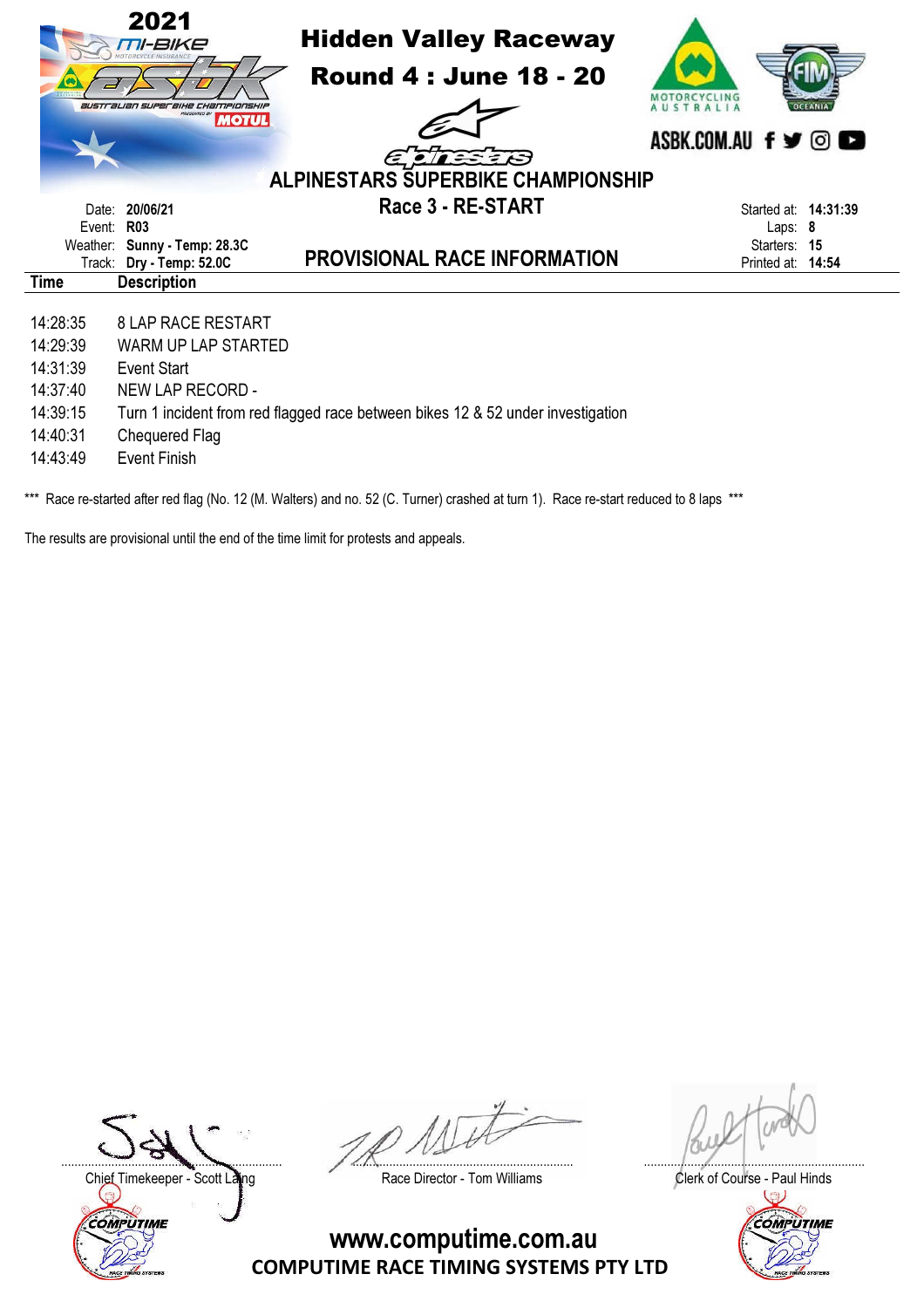2021 MI-BIKE MOTORCYCLE INSURANCE ASBK AUSTRALIAN SUPERBIKE CHAMPIONSHIP PRESENTED BY MOTUL

# Hidden Valley Raceway

## Round 4 : June 18 - 20

ASBK.COM.AU

## ALPINESTARS SUPERBIKE CHAMPIONSHIP

### Race 3 - RE-START

Date: **20/06/21**
Event: **R03**
Weather: **Sunny - Temp: 28.3C**
Track: **Dry - Temp: 52.0C**

Started at: **14:31:39**
Laps: **8**
Starters: **15**
Printed at: **14:54**

## PROVISIONAL RACE INFORMATION

| Time | Description |
|---|---|
| 14:28:35 | 8 LAP RACE RESTART |
| 14:29:39 | WARM UP LAP STARTED |
| 14:31:39 | Event Start |
| 14:37:40 | NEW LAP RECORD - |
| 14:39:15 | Turn 1 incident from red flagged race between bikes 12 & 52 under investigation |
| 14:40:31 | Chequered Flag |
| 14:43:49 | Event Finish |

*** Race re-started after red flag (No. 12 (M. Walters) and no. 52 (C. Turner) crashed at turn 1). Race re-start reduced to 8 laps ***

The results are provisional until the end of the time limit for protests and appeals.

Chief Timekeeper - Scott Laing

Race Director - Tom Williams

Clerk of Course - Paul Hinds

www.computime.com.au
COMPUTIME RACE TIMING SYSTEMS PTY LTD